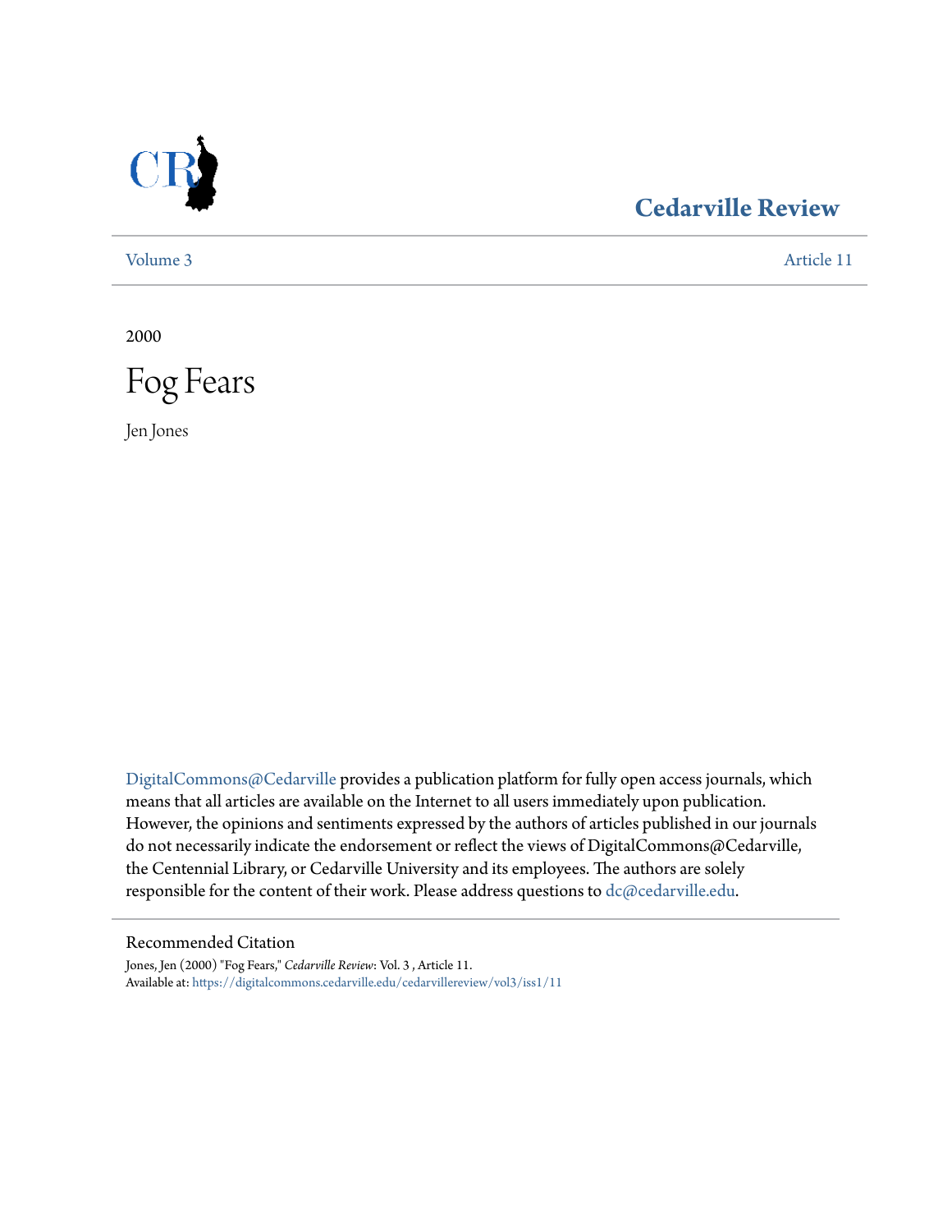Cedarville Review

Volume 3 | Article 11

2000

# Fog Fears

Jen Jones

DigitalCommons@Cedarville provides a publication platform for fully open access journals, which means that all articles are available on the Internet to all users immediately upon publication. However, the opinions and sentiments expressed by the authors of articles published in our journals do not necessarily indicate the endorsement or reflect the views of DigitalCommons@Cedarville, the Centennial Library, or Cedarville University and its employees. The authors are solely responsible for the content of their work. Please address questions to dc@cedarville.edu.

## Recommended Citation

Jones, Jen (2000) "Fog Fears," *Cedarville Review*: Vol. 3 , Article 11.
Available at: https://digitalcommons.cedarville.edu/cedarvillereview/vol3/iss1/11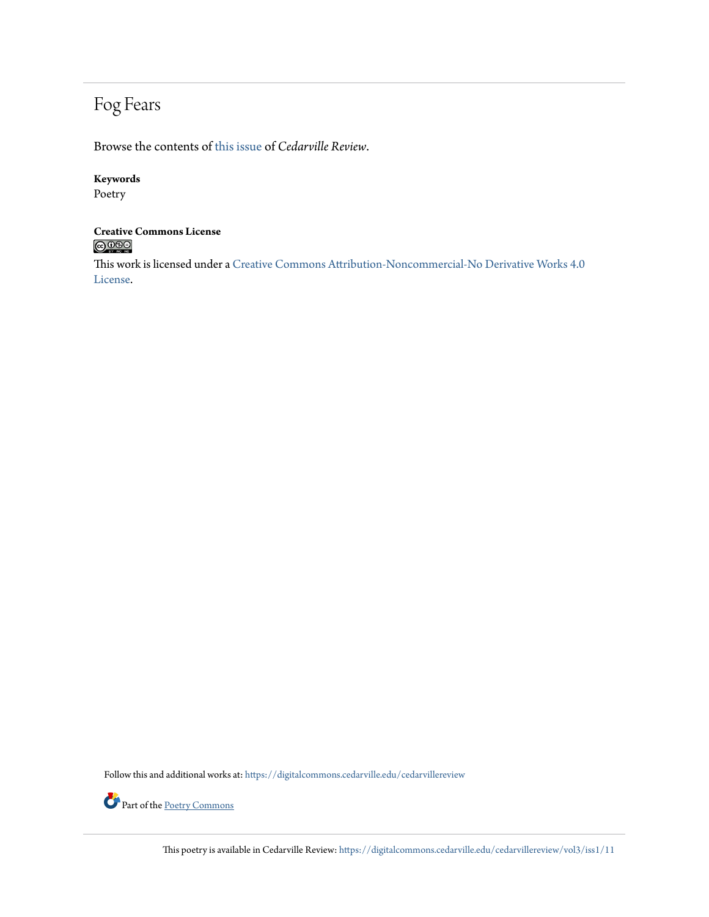# Fog Fears

Browse the contents of this issue of *Cedarville Review*.

**Keywords**

Poetry

**Creative Commons License**

This work is licensed under a Creative Commons Attribution-Noncommercial-No Derivative Works 4.0 License.

Follow this and additional works at: https://digitalcommons.cedarville.edu/cedarvillereview

Part of the Poetry Commons

This poetry is available in Cedarville Review: https://digitalcommons.cedarville.edu/cedarvillereview/vol3/iss1/11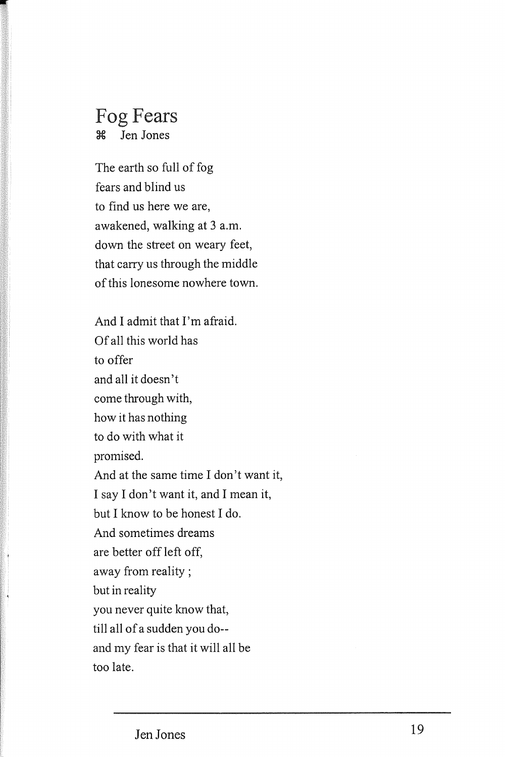# Fog Fears

⌘ Jen Jones

The earth so full of fog
fears and blind us
to find us here we are,
awakened, walking at 3 a.m.
down the street on weary feet,
that carry us through the middle
of this lonesome nowhere town.

And I admit that I'm afraid.
Of all this world has
to offer
and all it doesn't
come through with,
how it has nothing
to do with what it
promised.
And at the same time I don't want it,
I say I don't want it, and I mean it,
but I know to be honest I do.
And sometimes dreams
are better off left off,
away from reality ;
but in reality
you never quite know that,
till all of a sudden you do--
and my fear is that it will all be
too late.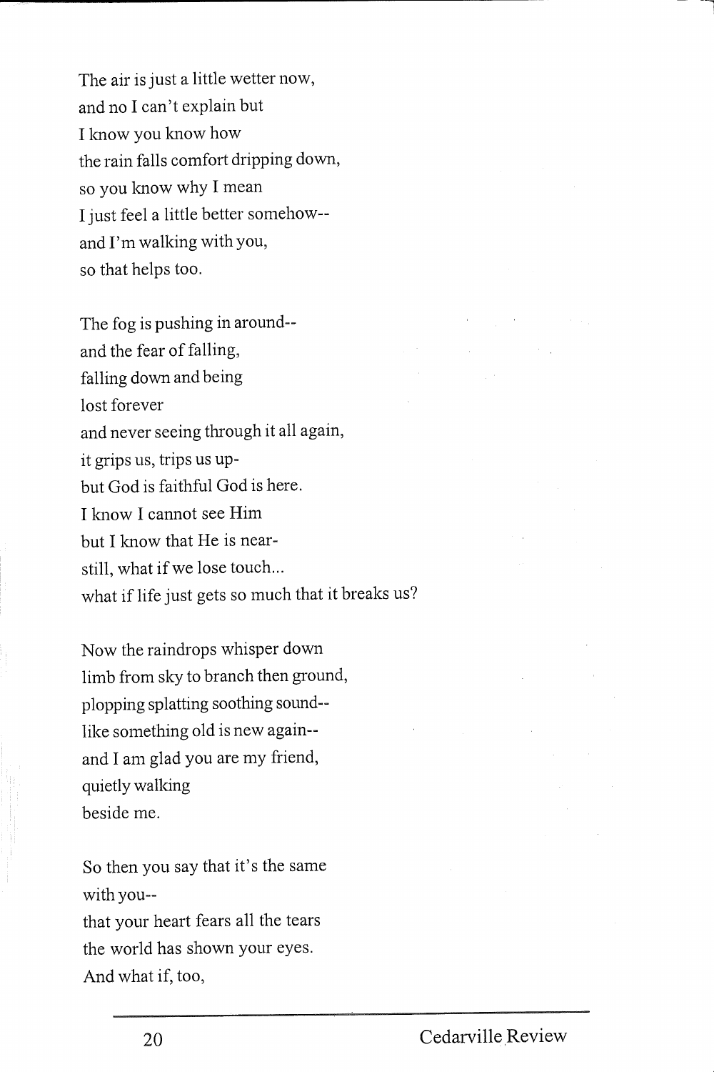The air is just a little wetter now,
and no I can't explain but
I know you know how
the rain falls comfort dripping down,
so you know why I mean
I just feel a little better somehow--
and I'm walking with you,
so that helps too.

The fog is pushing in around--
and the fear of falling,
falling down and being
lost forever
and never seeing through it all again,
it grips us, trips us up-
but God is faithful God is here.
I know I cannot see Him
but I know that He is near-
still, what if we lose touch...
what if life just gets so much that it breaks us?

Now the raindrops whisper down
limb from sky to branch then ground,
plopping splatting soothing sound--
like something old is new again--
and I am glad you are my friend,
quietly walking
beside me.

So then you say that it's the same
with you--
that your heart fears all the tears
the world has shown your eyes.
And what if, too,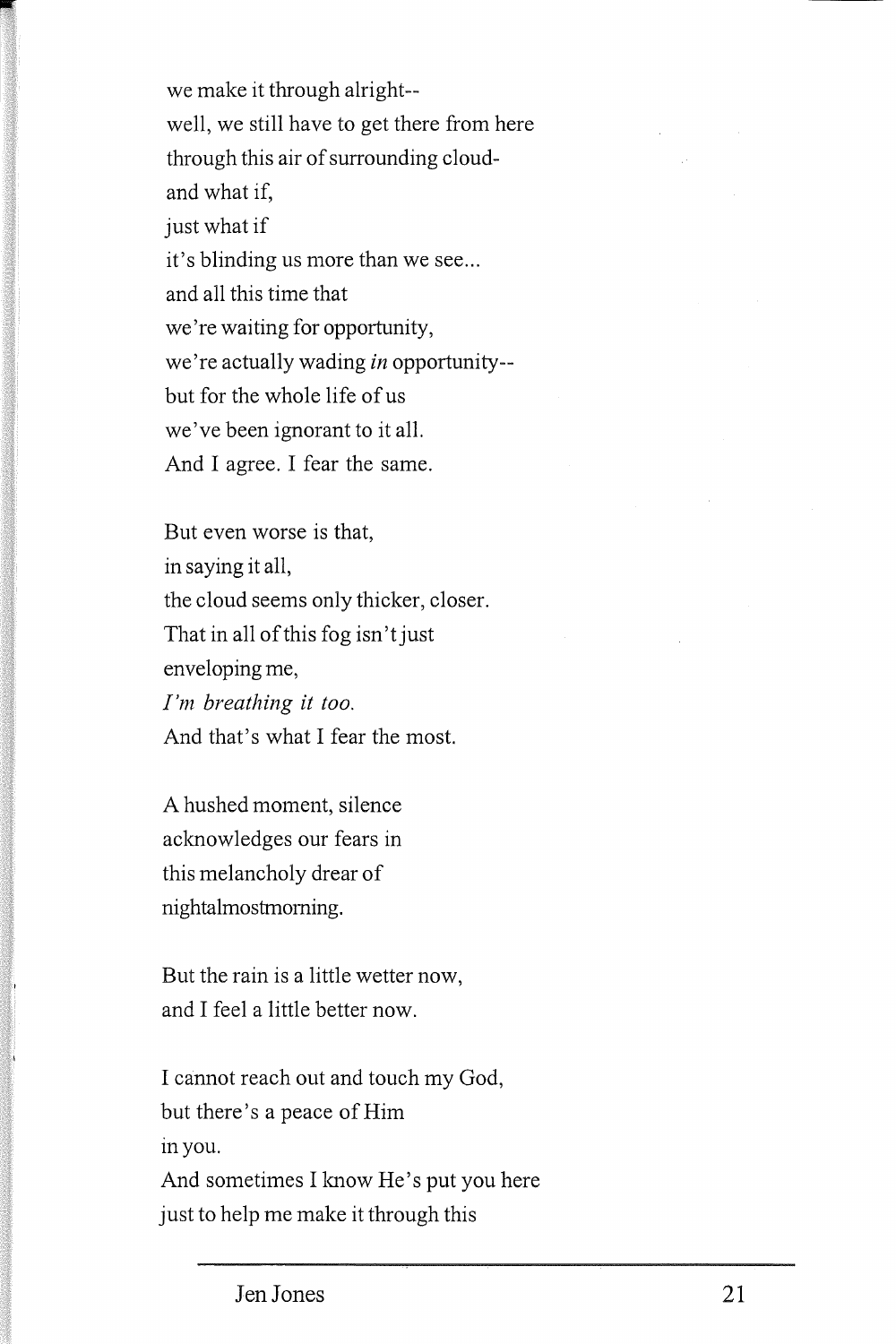we make it through alright--  
well, we still have to get there from here  
through this air of surrounding cloud-  
and what if,  
just what if  
it's blinding us more than we see...  
and all this time that  
we're waiting for opportunity,  
we're actually wading *in* opportunity--  
but for the whole life of us  
we've been ignorant to it all.  
And I agree. I fear the same.

But even worse is that,  
in saying it all,  
the cloud seems only thicker, closer.  
That in all of this fog isn't just  
enveloping me,  
*I'm breathing it too.*  
And that's what I fear the most.

A hushed moment, silence  
acknowledges our fears in  
this melancholy drear of  
nightalmostmorning.

But the rain is a little wetter now,  
and I feel a little better now.

I cannot reach out and touch my God,  
but there's a peace of Him  
in you.  
And sometimes I know He's put you here  
just to help me make it through this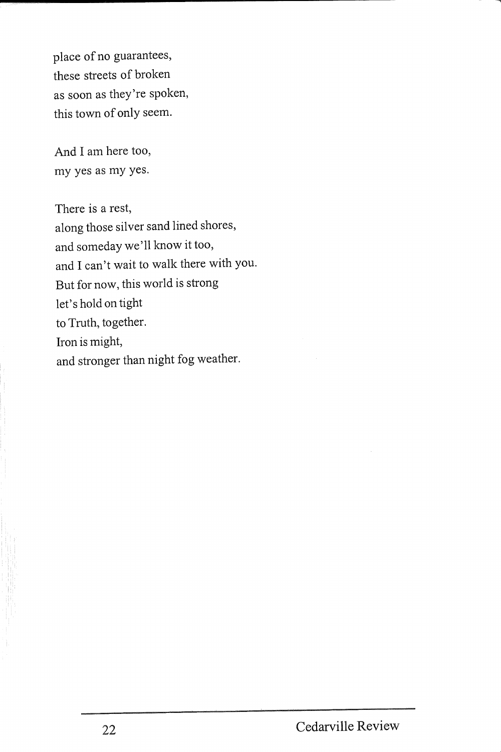place of no guarantees,  
these streets of broken  
as soon as they're spoken,  
this town of only seem.

And I am here too,  
my yes as my yes.

There is a rest,  
along those silver sand lined shores,  
and someday we'll know it too,  
and I can't wait to walk there with you.  
But for now, this world is strong  
let's hold on tight  
to Truth, together.  
Iron is might,  
and stronger than night fog weather.